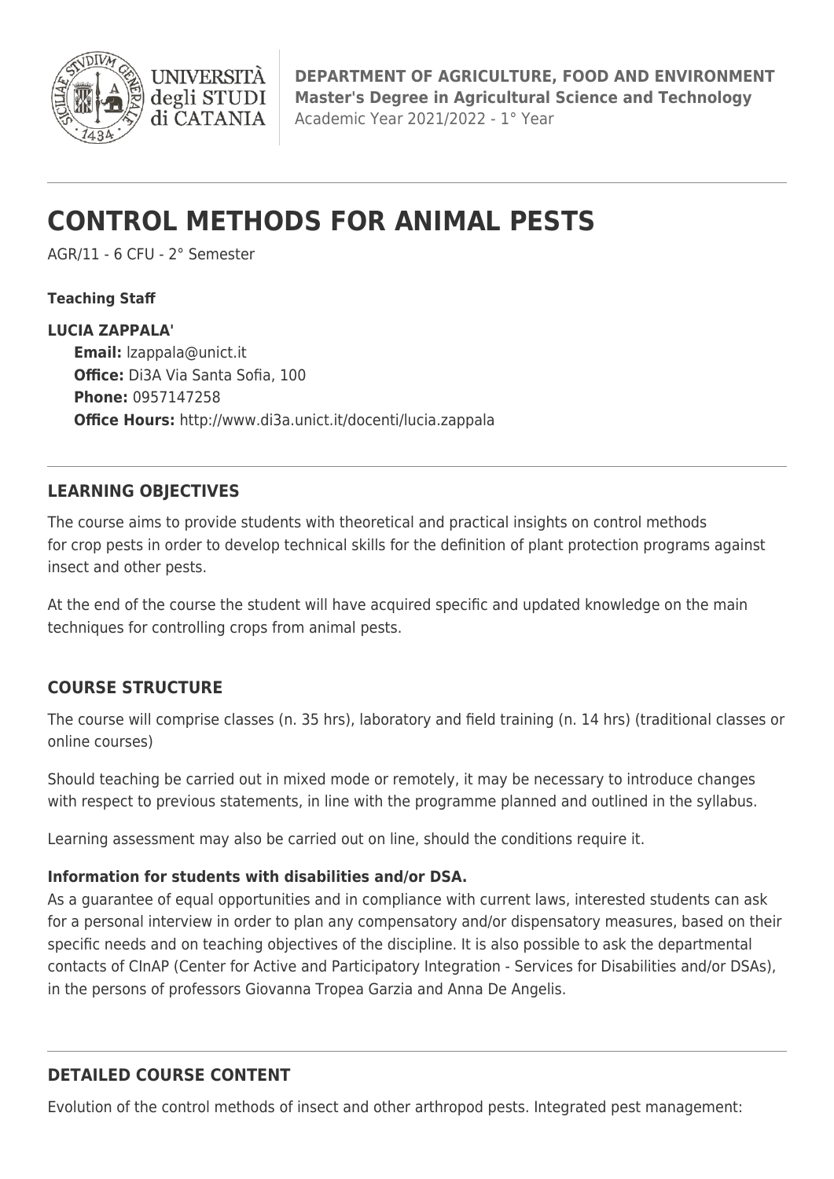**DEPARTMENT OF AGRICULTURE, FOOD AND ENVIRONMENT**
**Master's Degree in Agricultural Science and Technology**
Academic Year 2021/2022 - 1° Year

# CONTROL METHODS FOR ANIMAL PESTS

AGR/11 - 6 CFU - 2° Semester

**Teaching Staff**

**LUCIA ZAPPALA'**

- **Email:** lzappala@unict.it
- **Office:** Di3A Via Santa Sofia, 100
- **Phone:** 0957147258
- **Office Hours:** http://www.di3a.unict.it/docenti/lucia.zappala

## LEARNING OBJECTIVES

The course aims to provide students with theoretical and practical insights on control methods for crop pests in order to develop technical skills for the definition of plant protection programs against insect and other pests.

At the end of the course the student will have acquired specific and updated knowledge on the main techniques for controlling crops from animal pests.

## COURSE STRUCTURE

The course will comprise classes (n. 35 hrs), laboratory and field training (n. 14 hrs) (traditional classes or online courses)

Should teaching be carried out in mixed mode or remotely, it may be necessary to introduce changes with respect to previous statements, in line with the programme planned and outlined in the syllabus.

Learning assessment may also be carried out on line, should the conditions require it.

**Information for students with disabilities and/or DSA.**
As a guarantee of equal opportunities and in compliance with current laws, interested students can ask for a personal interview in order to plan any compensatory and/or dispensatory measures, based on their specific needs and on teaching objectives of the discipline. It is also possible to ask the departmental contacts of CInAP (Center for Active and Participatory Integration - Services for Disabilities and/or DSAs), in the persons of professors Giovanna Tropea Garzia and Anna De Angelis.

## DETAILED COURSE CONTENT

Evolution of the control methods of insect and other arthropod pests. Integrated pest management: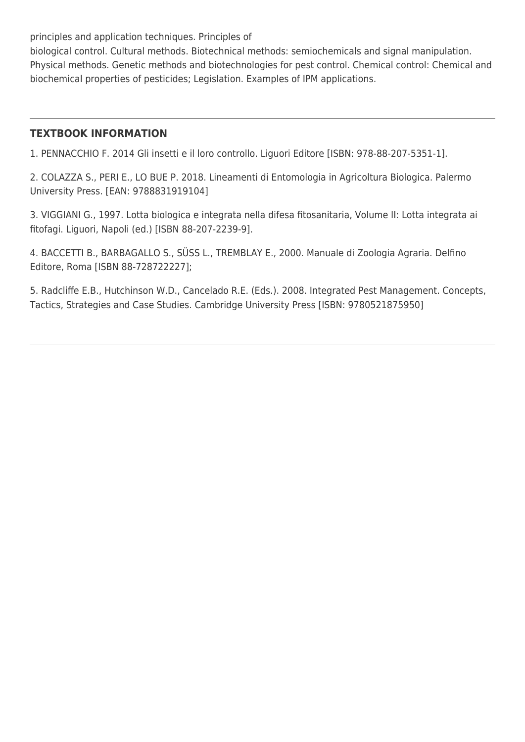principles and application techniques. Principles of
biological control. Cultural methods. Biotechnical methods: semiochemicals and signal manipulation. Physical methods. Genetic methods and biotechnologies for pest control. Chemical control: Chemical and biochemical properties of pesticides; Legislation. Examples of IPM applications.

---

## TEXTBOOK INFORMATION

1. PENNACCHIO F. 2014 Gli insetti e il loro controllo. Liguori Editore [ISBN: 978-88-207-5351-1].

2. COLAZZA S., PERI E., LO BUE P. 2018. Lineamenti di Entomologia in Agricoltura Biologica. Palermo University Press. [EAN: 9788831919104]

3. VIGGIANI G., 1997. Lotta biologica e integrata nella difesa fitosanitaria, Volume II: Lotta integrata ai fitofagi. Liguori, Napoli (ed.) [ISBN 88-207-2239-9].

4. BACCETTI B., BARBAGALLO S., SÜSS L., TREMBLAY E., 2000. Manuale di Zoologia Agraria. Delfino Editore, Roma [ISBN 88-728722227];

5. Radcliffe E.B., Hutchinson W.D., Cancelado R.E. (Eds.). 2008. Integrated Pest Management. Concepts, Tactics, Strategies and Case Studies. Cambridge University Press [ISBN: 9780521875950]

---